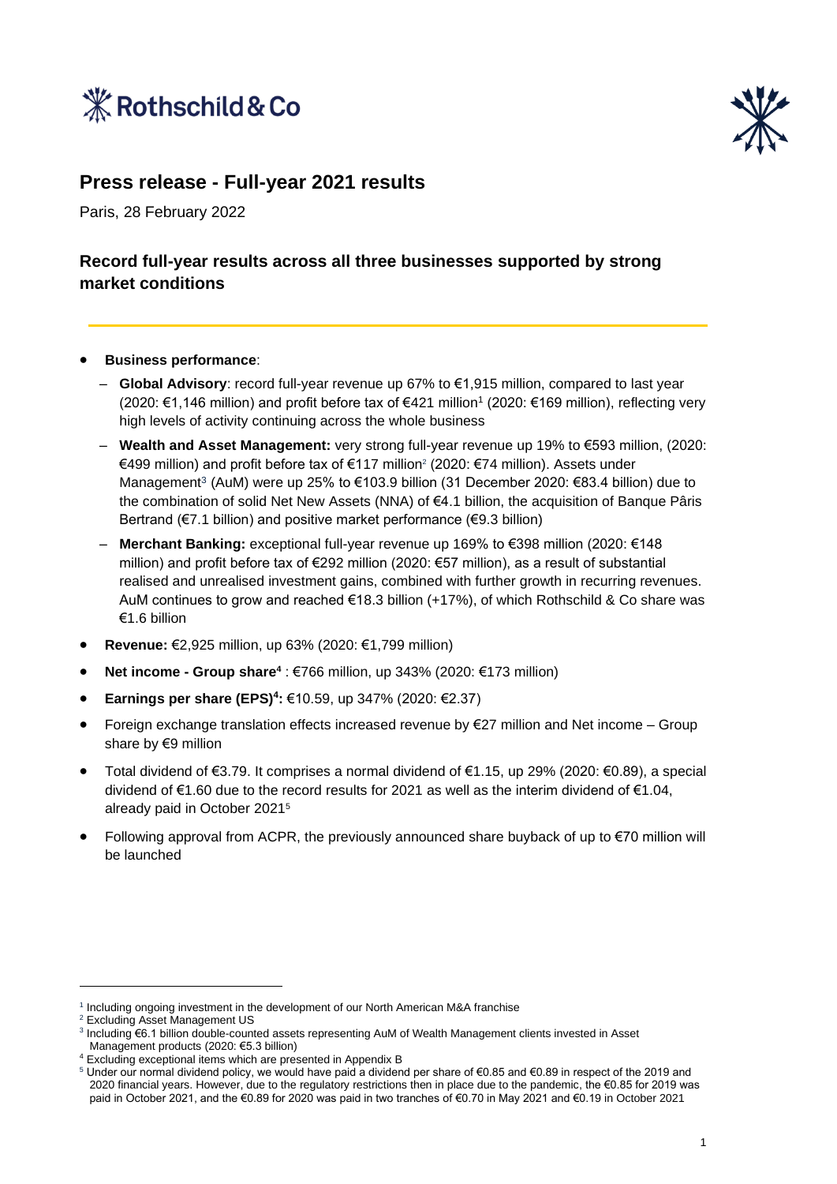# Press release - Full-year 2021 results

Paris, 28 February 2022

## Record full-year results across all three businesses supported by strong market conditions

- **Business performance**:
  - **Global Advisory**: record full-year revenue up 67% to €1,915 million, compared to last year (2020: €1,146 million) and profit before tax of €421 million[1] (2020: €169 million), reflecting very high levels of activity continuing across the whole business
  - **Wealth and Asset Management:** very strong full-year revenue up 19% to €593 million, (2020: €499 million) and profit before tax of €117 million[2] (2020: €74 million). Assets under Management[3] (AuM) were up 25% to €103.9 billion (31 December 2020: €83.4 billion) due to the combination of solid Net New Assets (NNA) of €4.1 billion, the acquisition of Banque Pâris Bertrand (€7.1 billion) and positive market performance (€9.3 billion)
  - **Merchant Banking:** exceptional full-year revenue up 169% to €398 million (2020: €148 million) and profit before tax of €292 million (2020: €57 million), as a result of substantial realised and unrealised investment gains, combined with further growth in recurring revenues. AuM continues to grow and reached €18.3 billion (+17%), of which Rothschild & Co share was €1.6 billion
- **Revenue:** €2,925 million, up 63% (2020: €1,799 million)
- **Net income - Group share[4]** : €766 million, up 343% (2020: €173 million)
- **Earnings per share (EPS)[4]:** €10.59, up 347% (2020: €2.37)
- Foreign exchange translation effects increased revenue by €27 million and Net income – Group share by €9 million
- Total dividend of €3.79. It comprises a normal dividend of €1.15, up 29% (2020: €0.89), a special dividend of €1.60 due to the record results for 2021 as well as the interim dividend of €1.04, already paid in October 2021[5]
- Following approval from ACPR, the previously announced share buyback of up to €70 million will be launched

---

[1] Including ongoing investment in the development of our North American M&A franchise

[2] Excluding Asset Management US

[3] Including €6.1 billion double-counted assets representing AuM of Wealth Management clients invested in Asset Management products (2020: €5.3 billion)

[4] Excluding exceptional items which are presented in Appendix B

[5] Under our normal dividend policy, we would have paid a dividend per share of €0.85 and €0.89 in respect of the 2019 and 2020 financial years. However, due to the regulatory restrictions then in place due to the pandemic, the €0.85 for 2019 was paid in October 2021, and the €0.89 for 2020 was paid in two tranches of €0.70 in May 2021 and €0.19 in October 2021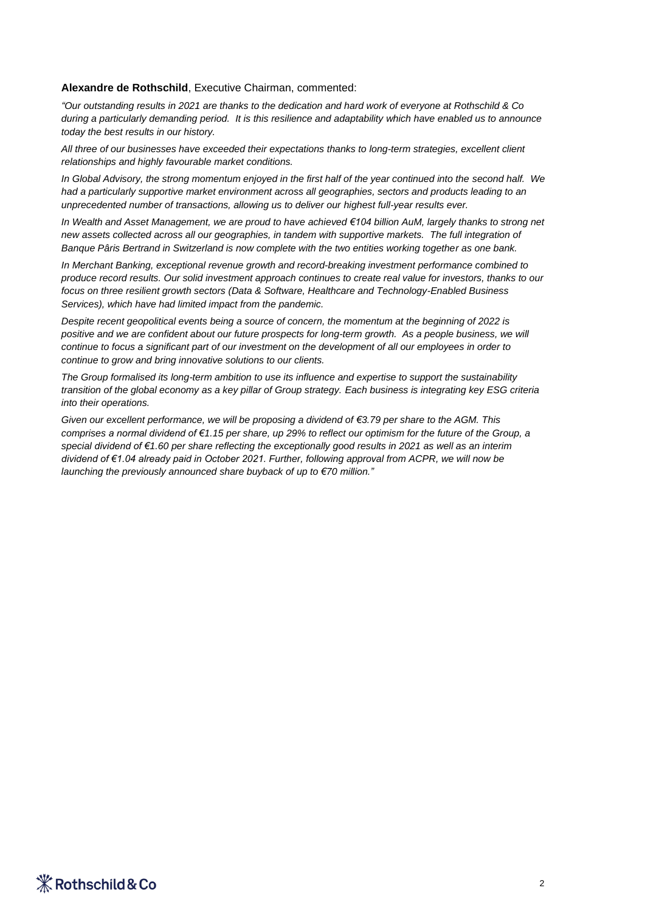**Alexandre de Rothschild**, Executive Chairman, commented:

*"Our outstanding results in 2021 are thanks to the dedication and hard work of everyone at Rothschild & Co during a particularly demanding period. It is this resilience and adaptability which have enabled us to announce today the best results in our history.*

*All three of our businesses have exceeded their expectations thanks to long-term strategies, excellent client relationships and highly favourable market conditions.*

*In Global Advisory, the strong momentum enjoyed in the first half of the year continued into the second half. We had a particularly supportive market environment across all geographies, sectors and products leading to an unprecedented number of transactions, allowing us to deliver our highest full-year results ever.*

*In Wealth and Asset Management, we are proud to have achieved €104 billion AuM, largely thanks to strong net new assets collected across all our geographies, in tandem with supportive markets. The full integration of Banque Pâris Bertrand in Switzerland is now complete with the two entities working together as one bank.*

*In Merchant Banking, exceptional revenue growth and record-breaking investment performance combined to produce record results. Our solid investment approach continues to create real value for investors, thanks to our focus on three resilient growth sectors (Data & Software, Healthcare and Technology-Enabled Business Services), which have had limited impact from the pandemic.*

*Despite recent geopolitical events being a source of concern, the momentum at the beginning of 2022 is positive and we are confident about our future prospects for long-term growth. As a people business, we will continue to focus a significant part of our investment on the development of all our employees in order to continue to grow and bring innovative solutions to our clients.*

*The Group formalised its long-term ambition to use its influence and expertise to support the sustainability transition of the global economy as a key pillar of Group strategy. Each business is integrating key ESG criteria into their operations.*

*Given our excellent performance, we will be proposing a dividend of €3.79 per share to the AGM. This comprises a normal dividend of €1.15 per share, up 29% to reflect our optimism for the future of the Group, a special dividend of €1.60 per share reflecting the exceptionally good results in 2021 as well as an interim dividend of €1.04 already paid in October 2021. Further, following approval from ACPR, we will now be launching the previously announced share buyback of up to €70 million."*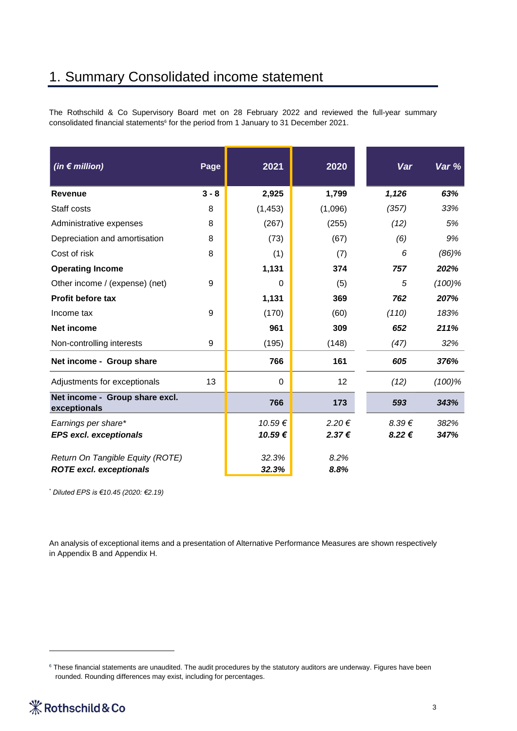# 1. Summary Consolidated income statement

The Rothschild & Co Supervisory Board met on 28 February 2022 and reviewed the full-year summary consolidated financial statements[6] for the period from 1 January to 31 December 2021.

| *(in € million)* | Page | 2021 | 2020 | *Var* | *Var %* |
|---|---|---|---|---|---|
| **Revenue** | **3 - 8** | **2,925** | **1,799** | ***1,126*** | ***63%*** |
| Staff costs | 8 | (1,453) | (1,096) | *(357)* | *33%* |
| Administrative expenses | 8 | (267) | (255) | *(12)* | *5%* |
| Depreciation and amortisation | 8 | (73) | (67) | *(6)* | *9%* |
| Cost of risk | 8 | (1) | (7) | *6* | *(86)%* |
| **Operating Income** | | **1,131** | **374** | ***757*** | ***202%*** |
| Other income / (expense) (net) | 9 | 0 | (5) | *5* | *(100)%* |
| **Profit before tax** | | **1,131** | **369** | ***762*** | ***207%*** |
| Income tax | 9 | (170) | (60) | *(110)* | *183%* |
| **Net income** | | **961** | **309** | ***652*** | ***211%*** |
| Non-controlling interests | 9 | (195) | (148) | *(47)* | *32%* |
| **Net income - Group share** | | **766** | **161** | ***605*** | ***376%*** |
| Adjustments for exceptionals | 13 | 0 | 12 | *(12)* | *(100)%* |
| **Net income - Group share excl. exceptionals** | | **766** | **173** | ***593*** | ***343%*** |
| *Earnings per share** | | *10.59 €* | *2.20 €* | *8.39 €* | *382%* |
| ***EPS excl. exceptionals*** | | ***10.59 €*** | ***2.37 €*** | ***8.22 €*** | ***347%*** |
| *Return On Tangible Equity (ROTE)* | | *32.3%* | *8.2%* | | |
| ***ROTE excl. exceptionals*** | | ***32.3%*** | ***8.8%*** | | |

\* *Diluted EPS is €10.45 (2020: €2.19)*

An analysis of exceptional items and a presentation of Alternative Performance Measures are shown respectively in Appendix B and Appendix H.

[6] These financial statements are unaudited. The audit procedures by the statutory auditors are underway. Figures have been rounded. Rounding differences may exist, including for percentages.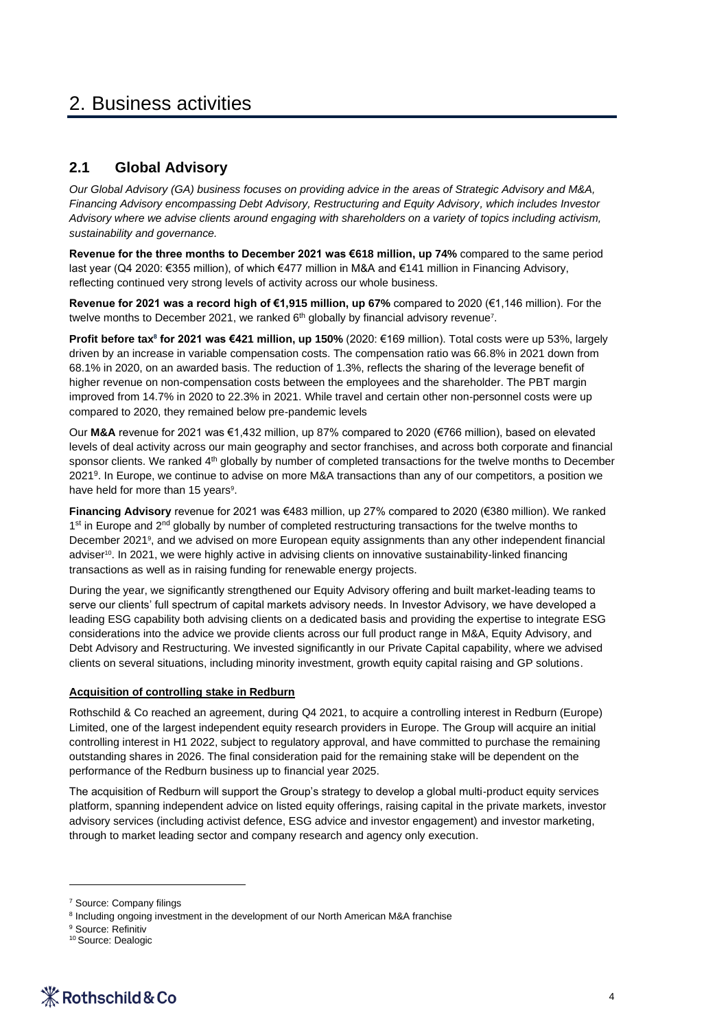# 2. Business activities

## 2.1 Global Advisory

*Our Global Advisory (GA) business focuses on providing advice in the areas of Strategic Advisory and M&A, Financing Advisory encompassing Debt Advisory, Restructuring and Equity Advisory, which includes Investor Advisory where we advise clients around engaging with shareholders on a variety of topics including activism, sustainability and governance.*

**Revenue for the three months to December 2021 was €618 million, up 74%** compared to the same period last year (Q4 2020: €355 million), of which €477 million in M&A and €141 million in Financing Advisory, reflecting continued very strong levels of activity across our whole business.

**Revenue for 2021 was a record high of €1,915 million, up 67%** compared to 2020 (€1,146 million). For the twelve months to December 2021, we ranked 6th globally by financial advisory revenue[7].

**Profit before tax[8] for 2021 was €421 million, up 150%** (2020: €169 million). Total costs were up 53%, largely driven by an increase in variable compensation costs. The compensation ratio was 66.8% in 2021 down from 68.1% in 2020, on an awarded basis. The reduction of 1.3%, reflects the sharing of the leverage benefit of higher revenue on non-compensation costs between the employees and the shareholder. The PBT margin improved from 14.7% in 2020 to 22.3% in 2021. While travel and certain other non-personnel costs were up compared to 2020, they remained below pre-pandemic levels

Our **M&A** revenue for 2021 was €1,432 million, up 87% compared to 2020 (€766 million), based on elevated levels of deal activity across our main geography and sector franchises, and across both corporate and financial sponsor clients. We ranked 4th globally by number of completed transactions for the twelve months to December 2021[9]. In Europe, we continue to advise on more M&A transactions than any of our competitors, a position we have held for more than 15 years[9].

**Financing Advisory** revenue for 2021 was €483 million, up 27% compared to 2020 (€380 million). We ranked 1st in Europe and 2nd globally by number of completed restructuring transactions for the twelve months to December 2021[9], and we advised on more European equity assignments than any other independent financial adviser[10]. In 2021, we were highly active in advising clients on innovative sustainability-linked financing transactions as well as in raising funding for renewable energy projects.

During the year, we significantly strengthened our Equity Advisory offering and built market-leading teams to serve our clients' full spectrum of capital markets advisory needs. In Investor Advisory, we have developed a leading ESG capability both advising clients on a dedicated basis and providing the expertise to integrate ESG considerations into the advice we provide clients across our full product range in M&A, Equity Advisory, and Debt Advisory and Restructuring. We invested significantly in our Private Capital capability, where we advised clients on several situations, including minority investment, growth equity capital raising and GP solutions.

**Acquisition of controlling stake in Redburn**

Rothschild & Co reached an agreement, during Q4 2021, to acquire a controlling interest in Redburn (Europe) Limited, one of the largest independent equity research providers in Europe. The Group will acquire an initial controlling interest in H1 2022, subject to regulatory approval, and have committed to purchase the remaining outstanding shares in 2026. The final consideration paid for the remaining stake will be dependent on the performance of the Redburn business up to financial year 2025.

The acquisition of Redburn will support the Group's strategy to develop a global multi-product equity services platform, spanning independent advice on listed equity offerings, raising capital in the private markets, investor advisory services (including activist defence, ESG advice and investor engagement) and investor marketing, through to market leading sector and company research and agency only execution.

---

[7] Source: Company filings

[8] Including ongoing investment in the development of our North American M&A franchise

[9] Source: Refinitiv

[10] Source: Dealogic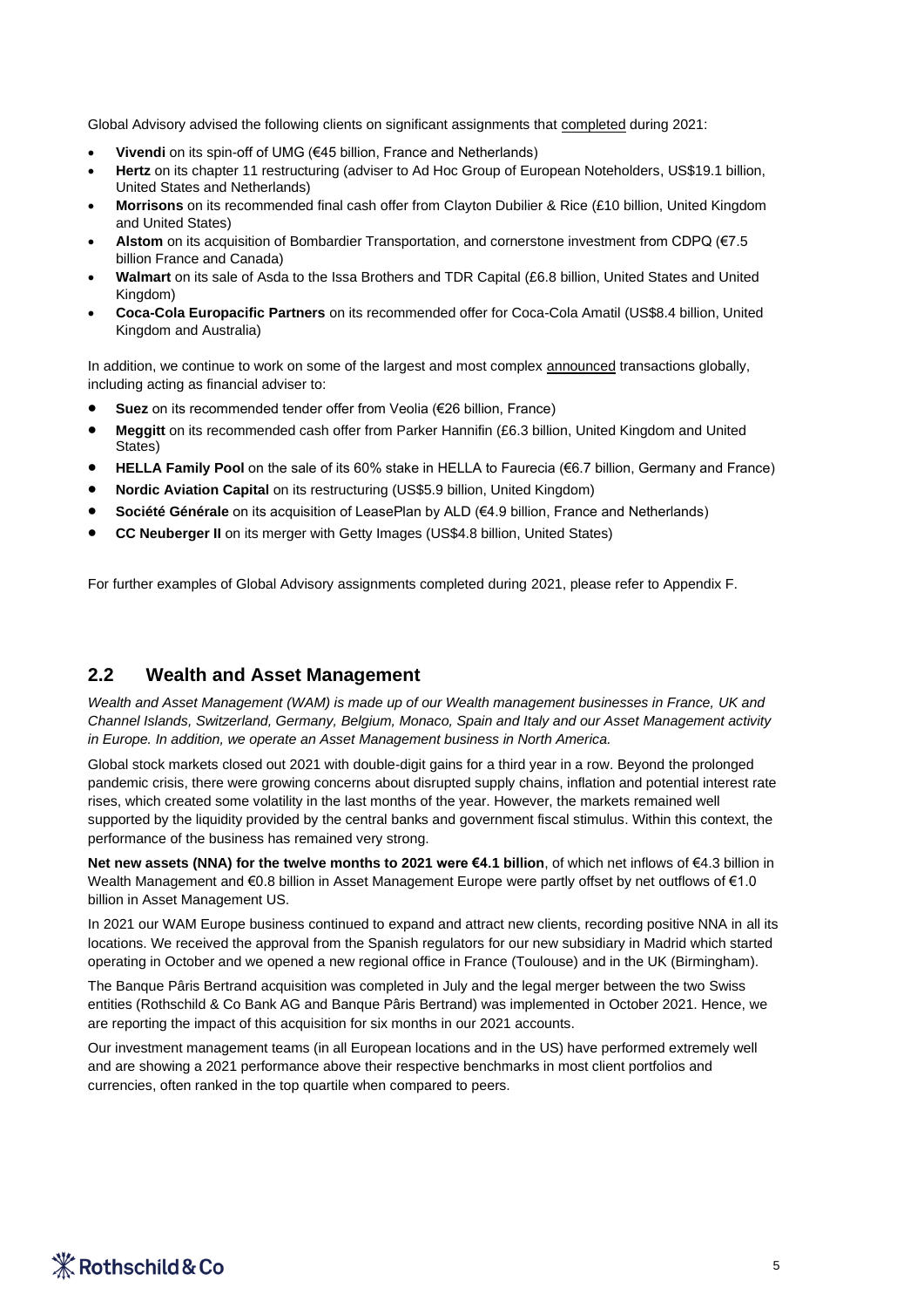Global Advisory advised the following clients on significant assignments that completed during 2021:

- **Vivendi** on its spin-off of UMG (€45 billion, France and Netherlands)
- **Hertz** on its chapter 11 restructuring (adviser to Ad Hoc Group of European Noteholders, US$19.1 billion, United States and Netherlands)
- **Morrisons** on its recommended final cash offer from Clayton Dubilier & Rice (£10 billion, United Kingdom and United States)
- **Alstom** on its acquisition of Bombardier Transportation, and cornerstone investment from CDPQ (€7.5 billion France and Canada)
- **Walmart** on its sale of Asda to the Issa Brothers and TDR Capital (£6.8 billion, United States and United Kingdom)
- **Coca-Cola Europacific Partners** on its recommended offer for Coca-Cola Amatil (US$8.4 billion, United Kingdom and Australia)

In addition, we continue to work on some of the largest and most complex announced transactions globally, including acting as financial adviser to:

- **Suez** on its recommended tender offer from Veolia (€26 billion, France)
- **Meggitt** on its recommended cash offer from Parker Hannifin (£6.3 billion, United Kingdom and United States)
- **HELLA Family Pool** on the sale of its 60% stake in HELLA to Faurecia (€6.7 billion, Germany and France)
- **Nordic Aviation Capital** on its restructuring (US$5.9 billion, United Kingdom)
- **Société Générale** on its acquisition of LeasePlan by ALD (€4.9 billion, France and Netherlands)
- **CC Neuberger II** on its merger with Getty Images (US$4.8 billion, United States)

For further examples of Global Advisory assignments completed during 2021, please refer to Appendix F.

## 2.2 Wealth and Asset Management

*Wealth and Asset Management (WAM) is made up of our Wealth management businesses in France, UK and Channel Islands, Switzerland, Germany, Belgium, Monaco, Spain and Italy and our Asset Management activity in Europe. In addition, we operate an Asset Management business in North America.*

Global stock markets closed out 2021 with double-digit gains for a third year in a row. Beyond the prolonged pandemic crisis, there were growing concerns about disrupted supply chains, inflation and potential interest rate rises, which created some volatility in the last months of the year. However, the markets remained well supported by the liquidity provided by the central banks and government fiscal stimulus. Within this context, the performance of the business has remained very strong.

**Net new assets (NNA) for the twelve months to 2021 were €4.1 billion**, of which net inflows of €4.3 billion in Wealth Management and €0.8 billion in Asset Management Europe were partly offset by net outflows of €1.0 billion in Asset Management US.

In 2021 our WAM Europe business continued to expand and attract new clients, recording positive NNA in all its locations. We received the approval from the Spanish regulators for our new subsidiary in Madrid which started operating in October and we opened a new regional office in France (Toulouse) and in the UK (Birmingham).

The Banque Pâris Bertrand acquisition was completed in July and the legal merger between the two Swiss entities (Rothschild & Co Bank AG and Banque Pâris Bertrand) was implemented in October 2021. Hence, we are reporting the impact of this acquisition for six months in our 2021 accounts.

Our investment management teams (in all European locations and in the US) have performed extremely well and are showing a 2021 performance above their respective benchmarks in most client portfolios and currencies, often ranked in the top quartile when compared to peers.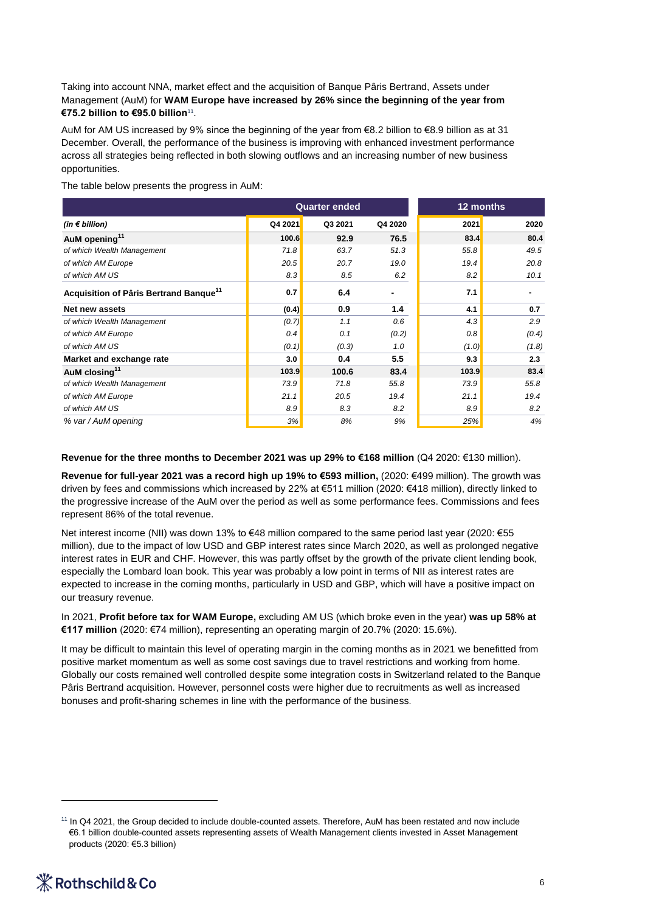Taking into account NNA, market effect and the acquisition of Banque Pâris Bertrand, Assets under Management (AuM) for **WAM Europe have increased by 26% since the beginning of the year from €75.2 billion to €95.0 billion**[11].

AuM for AM US increased by 9% since the beginning of the year from €8.2 billion to €8.9 billion as at 31 December. Overall, the performance of the business is improving with enhanced investment performance across all strategies being reflected in both slowing outflows and an increasing number of new business opportunities.

The table below presents the progress in AuM:

| | Quarter ended | | | 12 months | |
|---|---|---|---|---|---|
| *(in € billion)* | Q4 2021 | Q3 2021 | Q4 2020 | 2021 | 2020 |
| **AuM opening**[11] | **100.6** | **92.9** | **76.5** | **83.4** | **80.4** |
| *of which Wealth Management* | *71.8* | *63.7* | *51.3* | *55.8* | *49.5* |
| *of which AM Europe* | *20.5* | *20.7* | *19.0* | *19.4* | *20.8* |
| *of which AM US* | *8.3* | *8.5* | *6.2* | *8.2* | *10.1* |
| **Acquisition of Pâris Bertrand Banque**[11] | **0.7** | **6.4** | **-** | **7.1** | **-** |
| **Net new assets** | **(0.4)** | **0.9** | **1.4** | **4.1** | **0.7** |
| *of which Wealth Management* | *(0.7)* | *1.1* | *0.6* | *4.3* | *2.9* |
| *of which AM Europe* | *0.4* | *0.1* | *(0.2)* | *0.8* | *(0.4)* |
| *of which AM US* | *(0.1)* | *(0.3)* | *1.0* | *(1.0)* | *(1.8)* |
| **Market and exchange rate** | **3.0** | **0.4** | **5.5** | **9.3** | **2.3** |
| **AuM closing**[11] | **103.9** | **100.6** | **83.4** | **103.9** | **83.4** |
| *of which Wealth Management* | *73.9* | *71.8* | *55.8* | *73.9* | *55.8* |
| *of which AM Europe* | *21.1* | *20.5* | *19.4* | *21.1* | *19.4* |
| *of which AM US* | *8.9* | *8.3* | *8.2* | *8.9* | *8.2* |
| *% var / AuM opening* | *3%* | *8%* | *9%* | *25%* | *4%* |

**Revenue for the three months to December 2021 was up 29% to €168 million** (Q4 2020: €130 million).

**Revenue for full-year 2021 was a record high up 19% to €593 million,** (2020: €499 million). The growth was driven by fees and commissions which increased by 22% at €511 million (2020: €418 million), directly linked to the progressive increase of the AuM over the period as well as some performance fees. Commissions and fees represent 86% of the total revenue.

Net interest income (NII) was down 13% to €48 million compared to the same period last year (2020: €55 million), due to the impact of low USD and GBP interest rates since March 2020, as well as prolonged negative interest rates in EUR and CHF. However, this was partly offset by the growth of the private client lending book, especially the Lombard loan book. This year was probably a low point in terms of NII as interest rates are expected to increase in the coming months, particularly in USD and GBP, which will have a positive impact on our treasury revenue.

In 2021, **Profit before tax for WAM Europe,** excluding AM US (which broke even in the year) **was up 58% at €117 million** (2020: €74 million), representing an operating margin of 20.7% (2020: 15.6%).

It may be difficult to maintain this level of operating margin in the coming months as in 2021 we benefitted from positive market momentum as well as some cost savings due to travel restrictions and working from home. Globally our costs remained well controlled despite some integration costs in Switzerland related to the Banque Pâris Bertrand acquisition. However, personnel costs were higher due to recruitments as well as increased bonuses and profit-sharing schemes in line with the performance of the business.

[11] In Q4 2021, the Group decided to include double-counted assets. Therefore, AuM has been restated and now include €6.1 billion double-counted assets representing assets of Wealth Management clients invested in Asset Management products (2020: €5.3 billion)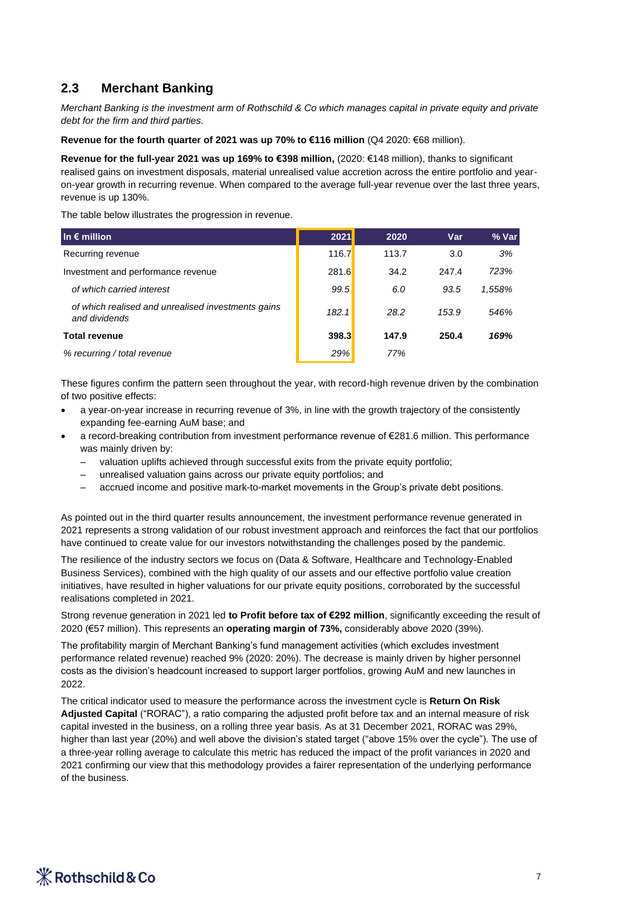## 2.3 Merchant Banking

*Merchant Banking is the investment arm of Rothschild & Co which manages capital in private equity and private debt for the firm and third parties.*

**Revenue for the fourth quarter of 2021 was up 70% to €116 million** (Q4 2020: €68 million).

**Revenue for the full-year 2021 was up 169% to €398 million,** (2020: €148 million), thanks to significant realised gains on investment disposals, material unrealised value accretion across the entire portfolio and year-on-year growth in recurring revenue. When compared to the average full-year revenue over the last three years, revenue is up 130%.

The table below illustrates the progression in revenue.

| In € million | 2021 | 2020 | Var | % Var |
|---|---|---|---|---|
| Recurring revenue | 116.7 | 113.7 | 3.0 | *3%* |
| Investment and performance revenue | 281.6 | 34.2 | 247.4 | *723%* |
| *of which carried interest* | *99.5* | *6.0* | *93.5* | *1,558%* |
| *of which realised and unrealised investments gains and dividends* | *182.1* | *28.2* | *153.9* | *546%* |
| **Total revenue** | **398.3** | **147.9** | **250.4** | ***169%*** |
| *% recurring / total revenue* | *29%* | *77%* | | |

These figures confirm the pattern seen throughout the year, with record-high revenue driven by the combination of two positive effects:

- a year-on-year increase in recurring revenue of 3%, in line with the growth trajectory of the consistently expanding fee-earning AuM base; and
- a record-breaking contribution from investment performance revenue of €281.6 million. This performance was mainly driven by:
  - valuation uplifts achieved through successful exits from the private equity portfolio;
  - unrealised valuation gains across our private equity portfolios; and
  - accrued income and positive mark-to-market movements in the Group's private debt positions.

As pointed out in the third quarter results announcement, the investment performance revenue generated in 2021 represents a strong validation of our robust investment approach and reinforces the fact that our portfolios have continued to create value for our investors notwithstanding the challenges posed by the pandemic.

The resilience of the industry sectors we focus on (Data & Software, Healthcare and Technology-Enabled Business Services), combined with the high quality of our assets and our effective portfolio value creation initiatives, have resulted in higher valuations for our private equity positions, corroborated by the successful realisations completed in 2021.

Strong revenue generation in 2021 led **to Profit before tax of €292 million**, significantly exceeding the result of 2020 (€57 million). This represents an **operating margin of 73%,** considerably above 2020 (39%).

The profitability margin of Merchant Banking's fund management activities (which excludes investment performance related revenue) reached 9% (2020: 20%). The decrease is mainly driven by higher personnel costs as the division's headcount increased to support larger portfolios, growing AuM and new launches in 2022.

The critical indicator used to measure the performance across the investment cycle is **Return On Risk Adjusted Capital** ("RORAC"), a ratio comparing the adjusted profit before tax and an internal measure of risk capital invested in the business, on a rolling three year basis. As at 31 December 2021, RORAC was 29%, higher than last year (20%) and well above the division's stated target ("above 15% over the cycle"). The use of a three-year rolling average to calculate this metric has reduced the impact of the profit variances in 2020 and 2021 confirming our view that this methodology provides a fairer representation of the underlying performance of the business.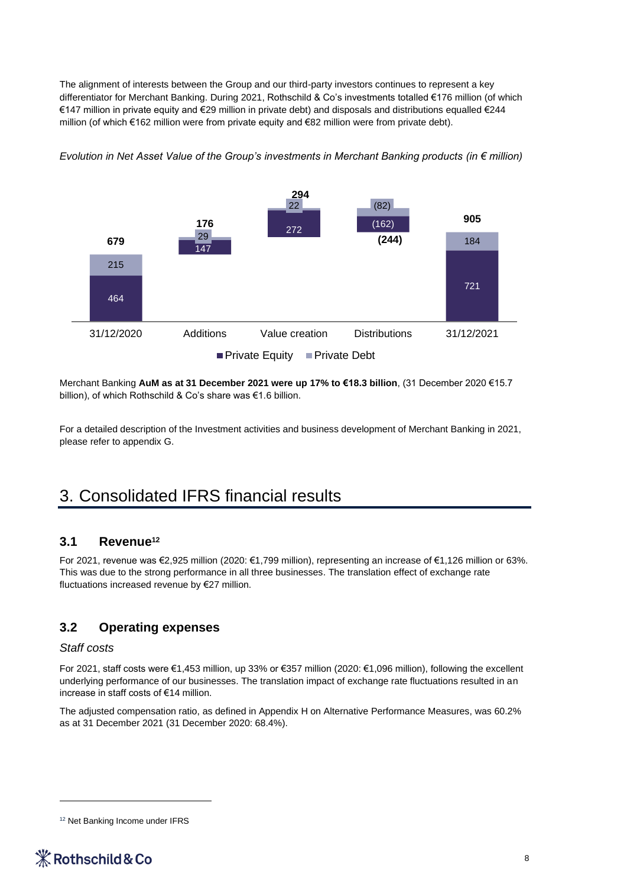The alignment of interests between the Group and our third-party investors continues to represent a key differentiator for Merchant Banking. During 2021, Rothschild & Co's investments totalled €176 million (of which €147 million in private equity and €29 million in private debt) and disposals and distributions equalled €244 million (of which €162 million were from private equity and €82 million were from private debt).

*Evolution in Net Asset Value of the Group's investments in Merchant Banking products (in € million)*

| | 31/12/2020 | Additions | Value creation | Distributions | 31/12/2021 |
|---|---|---|---|---|---|
| Private Equity | 464 | 147 | 272 | (162) | 721 |
| Private Debt | 215 | 29 | 22 | (82) | 184 |
| Total | 679 | 176 | 294 | (244) | 905 |

Merchant Banking **AuM as at 31 December 2021 were up 17% to €18.3 billion**, (31 December 2020 €15.7 billion), of which Rothschild & Co's share was €1.6 billion.

For a detailed description of the Investment activities and business development of Merchant Banking in 2021, please refer to appendix G.

# 3. Consolidated IFRS financial results

## 3.1 Revenue[12]

For 2021, revenue was €2,925 million (2020: €1,799 million), representing an increase of €1,126 million or 63%. This was due to the strong performance in all three businesses. The translation effect of exchange rate fluctuations increased revenue by €27 million.

## 3.2 Operating expenses

*Staff costs*

For 2021, staff costs were €1,453 million, up 33% or €357 million (2020: €1,096 million), following the excellent underlying performance of our businesses. The translation impact of exchange rate fluctuations resulted in an increase in staff costs of €14 million.

The adjusted compensation ratio, as defined in Appendix H on Alternative Performance Measures, was 60.2% as at 31 December 2021 (31 December 2020: 68.4%).

[12] Net Banking Income under IFRS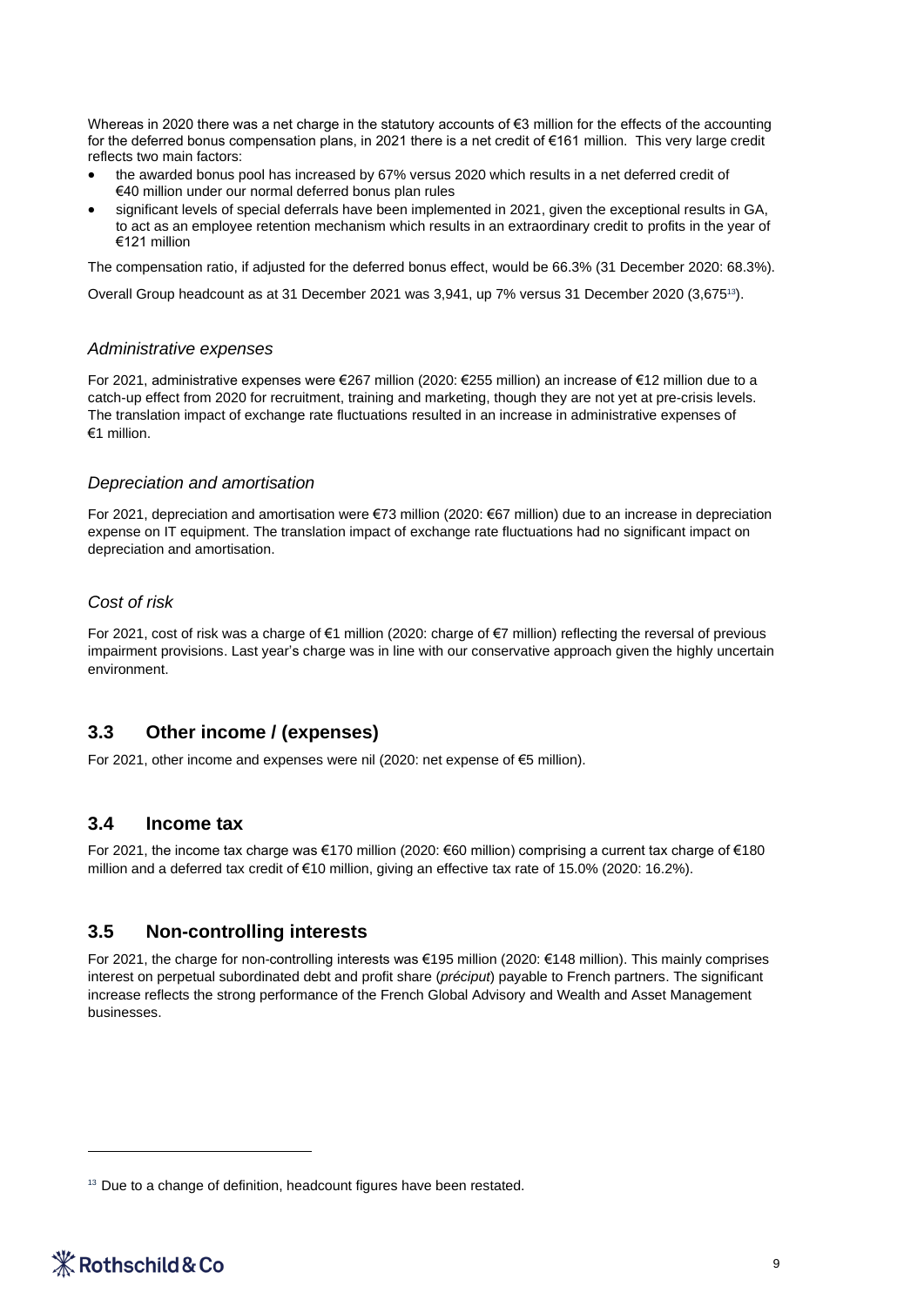Whereas in 2020 there was a net charge in the statutory accounts of €3 million for the effects of the accounting for the deferred bonus compensation plans, in 2021 there is a net credit of €161 million. This very large credit reflects two main factors:

- the awarded bonus pool has increased by 67% versus 2020 which results in a net deferred credit of €40 million under our normal deferred bonus plan rules
- significant levels of special deferrals have been implemented in 2021, given the exceptional results in GA, to act as an employee retention mechanism which results in an extraordinary credit to profits in the year of €121 million

The compensation ratio, if adjusted for the deferred bonus effect, would be 66.3% (31 December 2020: 68.3%).

Overall Group headcount as at 31 December 2021 was 3,941, up 7% versus 31 December 2020 (3,675[13]).

### *Administrative expenses*

For 2021, administrative expenses were €267 million (2020: €255 million) an increase of €12 million due to a catch-up effect from 2020 for recruitment, training and marketing, though they are not yet at pre-crisis levels. The translation impact of exchange rate fluctuations resulted in an increase in administrative expenses of €1 million.

### *Depreciation and amortisation*

For 2021, depreciation and amortisation were €73 million (2020: €67 million) due to an increase in depreciation expense on IT equipment. The translation impact of exchange rate fluctuations had no significant impact on depreciation and amortisation.

### *Cost of risk*

For 2021, cost of risk was a charge of €1 million (2020: charge of €7 million) reflecting the reversal of previous impairment provisions. Last year's charge was in line with our conservative approach given the highly uncertain environment.

## 3.3 Other income / (expenses)

For 2021, other income and expenses were nil (2020: net expense of €5 million).

## 3.4 Income tax

For 2021, the income tax charge was €170 million (2020: €60 million) comprising a current tax charge of €180 million and a deferred tax credit of €10 million, giving an effective tax rate of 15.0% (2020: 16.2%).

## 3.5 Non-controlling interests

For 2021, the charge for non-controlling interests was €195 million (2020: €148 million). This mainly comprises interest on perpetual subordinated debt and profit share (*préciput*) payable to French partners. The significant increase reflects the strong performance of the French Global Advisory and Wealth and Asset Management businesses.

[13] Due to a change of definition, headcount figures have been restated.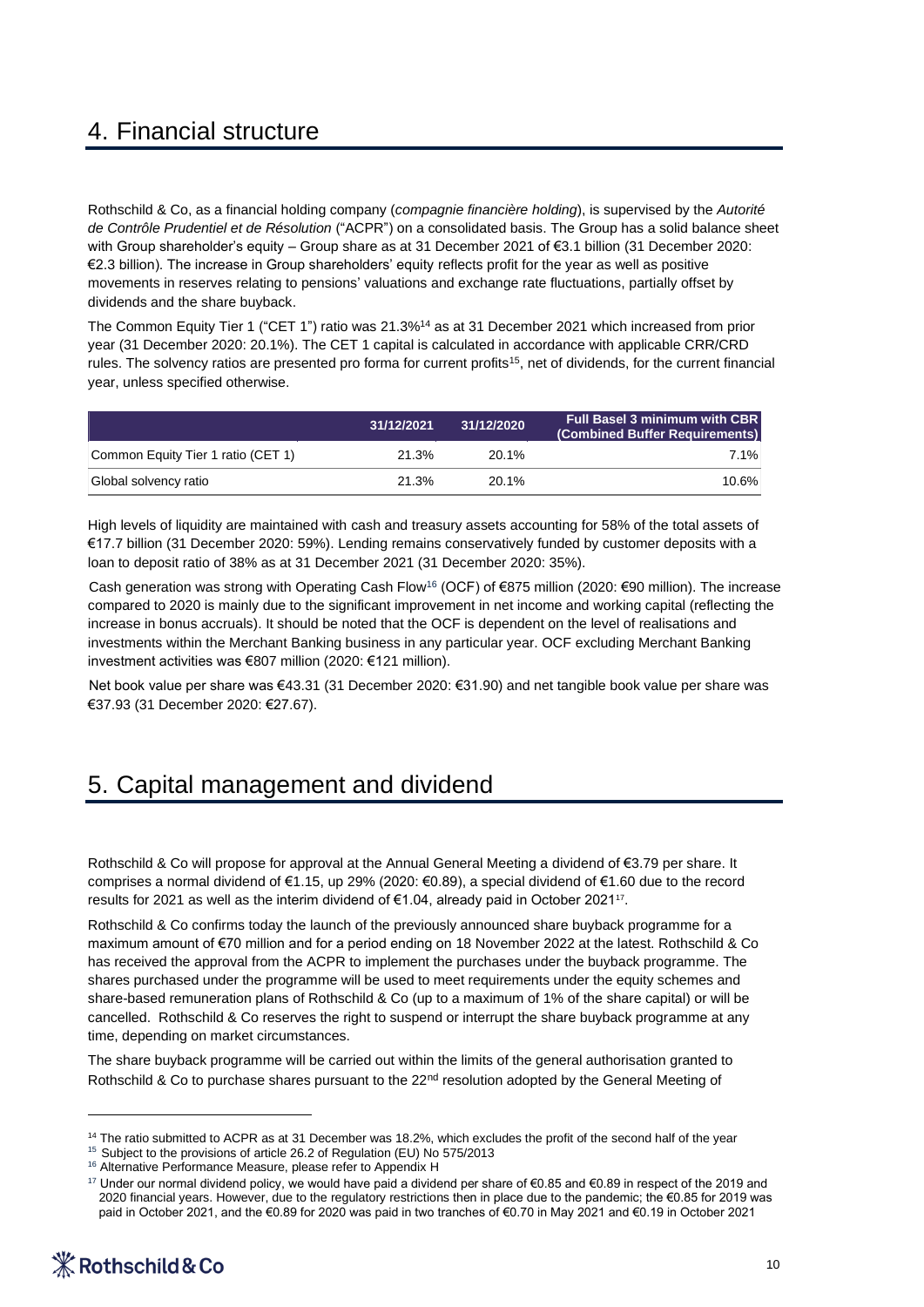# 4. Financial structure

Rothschild & Co, as a financial holding company (*compagnie financière holding*), is supervised by the *Autorité de Contrôle Prudentiel et de Résolution* ("ACPR") on a consolidated basis. The Group has a solid balance sheet with Group shareholder's equity – Group share as at 31 December 2021 of €3.1 billion (31 December 2020: €2.3 billion). The increase in Group shareholders' equity reflects profit for the year as well as positive movements in reserves relating to pensions' valuations and exchange rate fluctuations, partially offset by dividends and the share buyback.

The Common Equity Tier 1 ("CET 1") ratio was 21.3%[14] as at 31 December 2021 which increased from prior year (31 December 2020: 20.1%). The CET 1 capital is calculated in accordance with applicable CRR/CRD rules. The solvency ratios are presented pro forma for current profits[15], net of dividends, for the current financial year, unless specified otherwise.

| | 31/12/2021 | 31/12/2020 | Full Basel 3 minimum with CBR (Combined Buffer Requirements) |
|---|---|---|---|
| Common Equity Tier 1 ratio (CET 1) | 21.3% | 20.1% | 7.1% |
| Global solvency ratio | 21.3% | 20.1% | 10.6% |

High levels of liquidity are maintained with cash and treasury assets accounting for 58% of the total assets of €17.7 billion (31 December 2020: 59%). Lending remains conservatively funded by customer deposits with a loan to deposit ratio of 38% as at 31 December 2021 (31 December 2020: 35%).

Cash generation was strong with Operating Cash Flow[16] (OCF) of €875 million (2020: €90 million). The increase compared to 2020 is mainly due to the significant improvement in net income and working capital (reflecting the increase in bonus accruals). It should be noted that the OCF is dependent on the level of realisations and investments within the Merchant Banking business in any particular year. OCF excluding Merchant Banking investment activities was €807 million (2020: €121 million).

Net book value per share was €43.31 (31 December 2020: €31.90) and net tangible book value per share was €37.93 (31 December 2020: €27.67).

# 5. Capital management and dividend

Rothschild & Co will propose for approval at the Annual General Meeting a dividend of €3.79 per share. It comprises a normal dividend of €1.15, up 29% (2020: €0.89), a special dividend of €1.60 due to the record results for 2021 as well as the interim dividend of €1.04, already paid in October 2021[17].

Rothschild & Co confirms today the launch of the previously announced share buyback programme for a maximum amount of €70 million and for a period ending on 18 November 2022 at the latest. Rothschild & Co has received the approval from the ACPR to implement the purchases under the buyback programme. The shares purchased under the programme will be used to meet requirements under the equity schemes and share-based remuneration plans of Rothschild & Co (up to a maximum of 1% of the share capital) or will be cancelled. Rothschild & Co reserves the right to suspend or interrupt the share buyback programme at any time, depending on market circumstances.

The share buyback programme will be carried out within the limits of the general authorisation granted to Rothschild & Co to purchase shares pursuant to the 22nd resolution adopted by the General Meeting of

---

[14] The ratio submitted to ACPR as at 31 December was 18.2%, which excludes the profit of the second half of the year

[15] Subject to the provisions of article 26.2 of Regulation (EU) No 575/2013

[16] Alternative Performance Measure, please refer to Appendix H

[17] Under our normal dividend policy, we would have paid a dividend per share of €0.85 and €0.89 in respect of the 2019 and 2020 financial years. However, due to the regulatory restrictions then in place due to the pandemic; the €0.85 for 2019 was paid in October 2021, and the €0.89 for 2020 was paid in two tranches of €0.70 in May 2021 and €0.19 in October 2021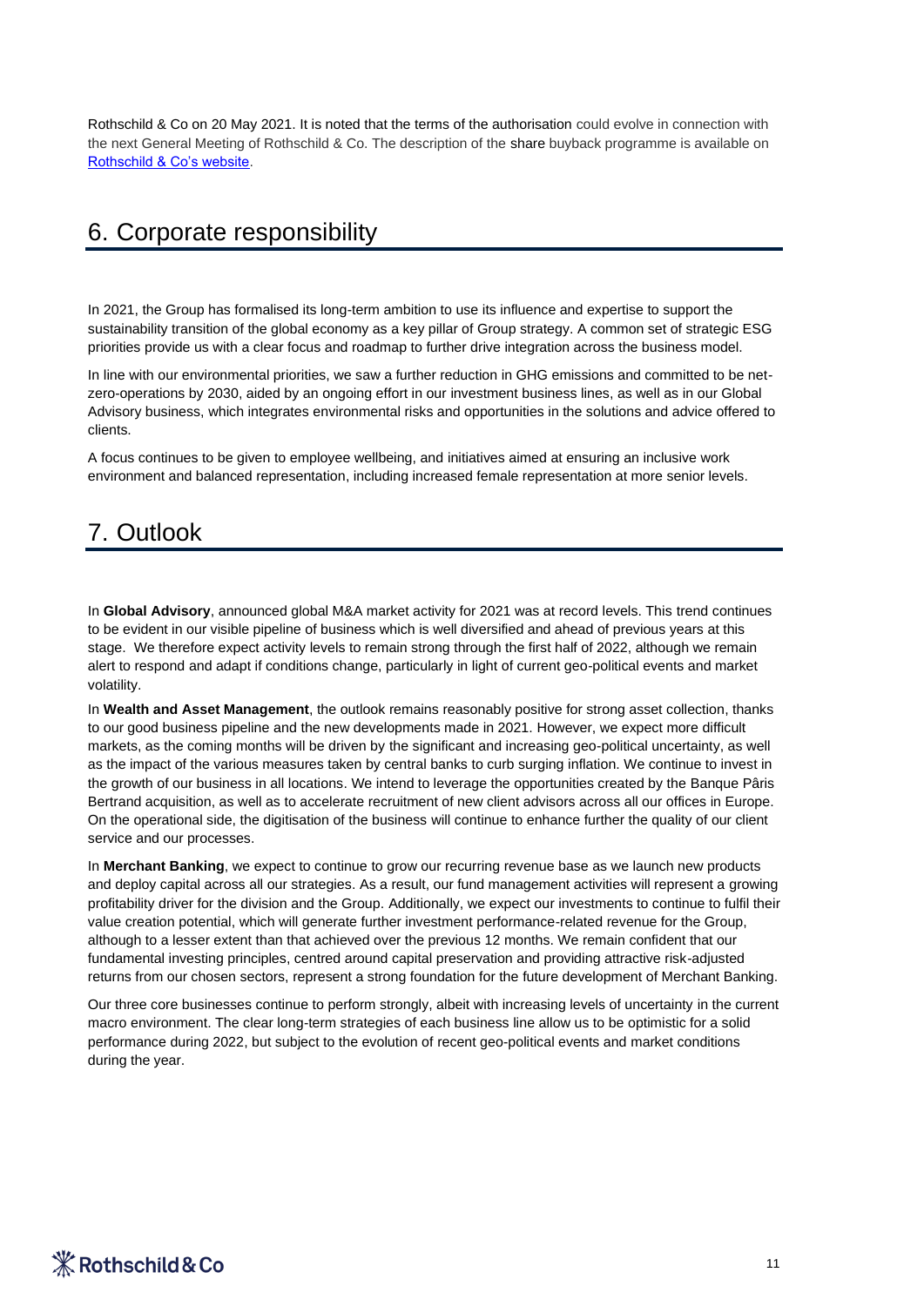Rothschild & Co on 20 May 2021. It is noted that the terms of the authorisation could evolve in connection with the next General Meeting of Rothschild & Co. The description of the share buyback programme is available on [Rothschild & Co's website](#).

## 6. Corporate responsibility

In 2021, the Group has formalised its long-term ambition to use its influence and expertise to support the sustainability transition of the global economy as a key pillar of Group strategy. A common set of strategic ESG priorities provide us with a clear focus and roadmap to further drive integration across the business model.

In line with our environmental priorities, we saw a further reduction in GHG emissions and committed to be net-zero-operations by 2030, aided by an ongoing effort in our investment business lines, as well as in our Global Advisory business, which integrates environmental risks and opportunities in the solutions and advice offered to clients.

A focus continues to be given to employee wellbeing, and initiatives aimed at ensuring an inclusive work environment and balanced representation, including increased female representation at more senior levels.

## 7. Outlook

In **Global Advisory**, announced global M&A market activity for 2021 was at record levels. This trend continues to be evident in our visible pipeline of business which is well diversified and ahead of previous years at this stage. We therefore expect activity levels to remain strong through the first half of 2022, although we remain alert to respond and adapt if conditions change, particularly in light of current geo-political events and market volatility.

In **Wealth and Asset Management**, the outlook remains reasonably positive for strong asset collection, thanks to our good business pipeline and the new developments made in 2021. However, we expect more difficult markets, as the coming months will be driven by the significant and increasing geo-political uncertainty, as well as the impact of the various measures taken by central banks to curb surging inflation. We continue to invest in the growth of our business in all locations. We intend to leverage the opportunities created by the Banque Pâris Bertrand acquisition, as well as to accelerate recruitment of new client advisors across all our offices in Europe. On the operational side, the digitisation of the business will continue to enhance further the quality of our client service and our processes.

In **Merchant Banking**, we expect to continue to grow our recurring revenue base as we launch new products and deploy capital across all our strategies. As a result, our fund management activities will represent a growing profitability driver for the division and the Group. Additionally, we expect our investments to continue to fulfil their value creation potential, which will generate further investment performance-related revenue for the Group, although to a lesser extent than that achieved over the previous 12 months. We remain confident that our fundamental investing principles, centred around capital preservation and providing attractive risk-adjusted returns from our chosen sectors, represent a strong foundation for the future development of Merchant Banking.

Our three core businesses continue to perform strongly, albeit with increasing levels of uncertainty in the current macro environment. The clear long-term strategies of each business line allow us to be optimistic for a solid performance during 2022, but subject to the evolution of recent geo-political events and market conditions during the year.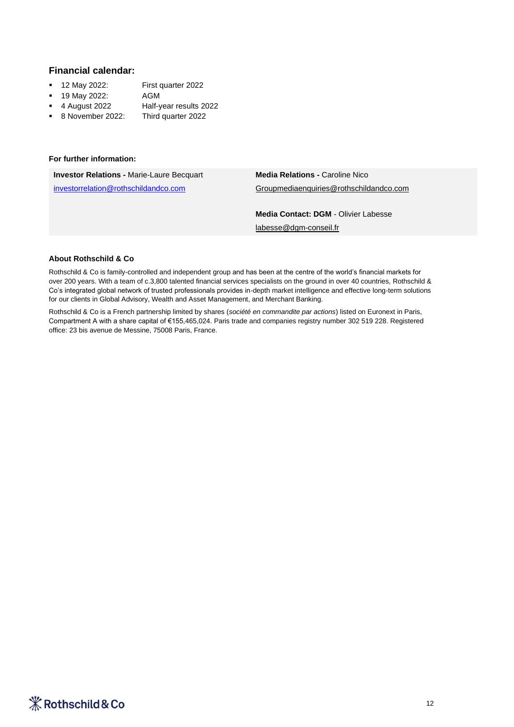## Financial calendar:

- 12 May 2022: First quarter 2022
- 19 May 2022: AGM
- 4 August 2022 Half-year results 2022
- 8 November 2022: Third quarter 2022

**For further information:**

**Investor Relations -** Marie-Laure Becquart
investorrelation@rothschildandco.com

**Media Relations -** Caroline Nico
Groupmediaenquiries@rothschildandco.com

**Media Contact: DGM** - Olivier Labesse
labesse@dgm-conseil.fr

**About Rothschild & Co**

Rothschild & Co is family-controlled and independent group and has been at the centre of the world's financial markets for over 200 years. With a team of c.3,800 talented financial services specialists on the ground in over 40 countries, Rothschild & Co's integrated global network of trusted professionals provides in-depth market intelligence and effective long-term solutions for our clients in Global Advisory, Wealth and Asset Management, and Merchant Banking.

Rothschild & Co is a French partnership limited by shares (*société en commandite par actions*) listed on Euronext in Paris, Compartment A with a share capital of €155,465,024. Paris trade and companies registry number 302 519 228. Registered office: 23 bis avenue de Messine, 75008 Paris, France.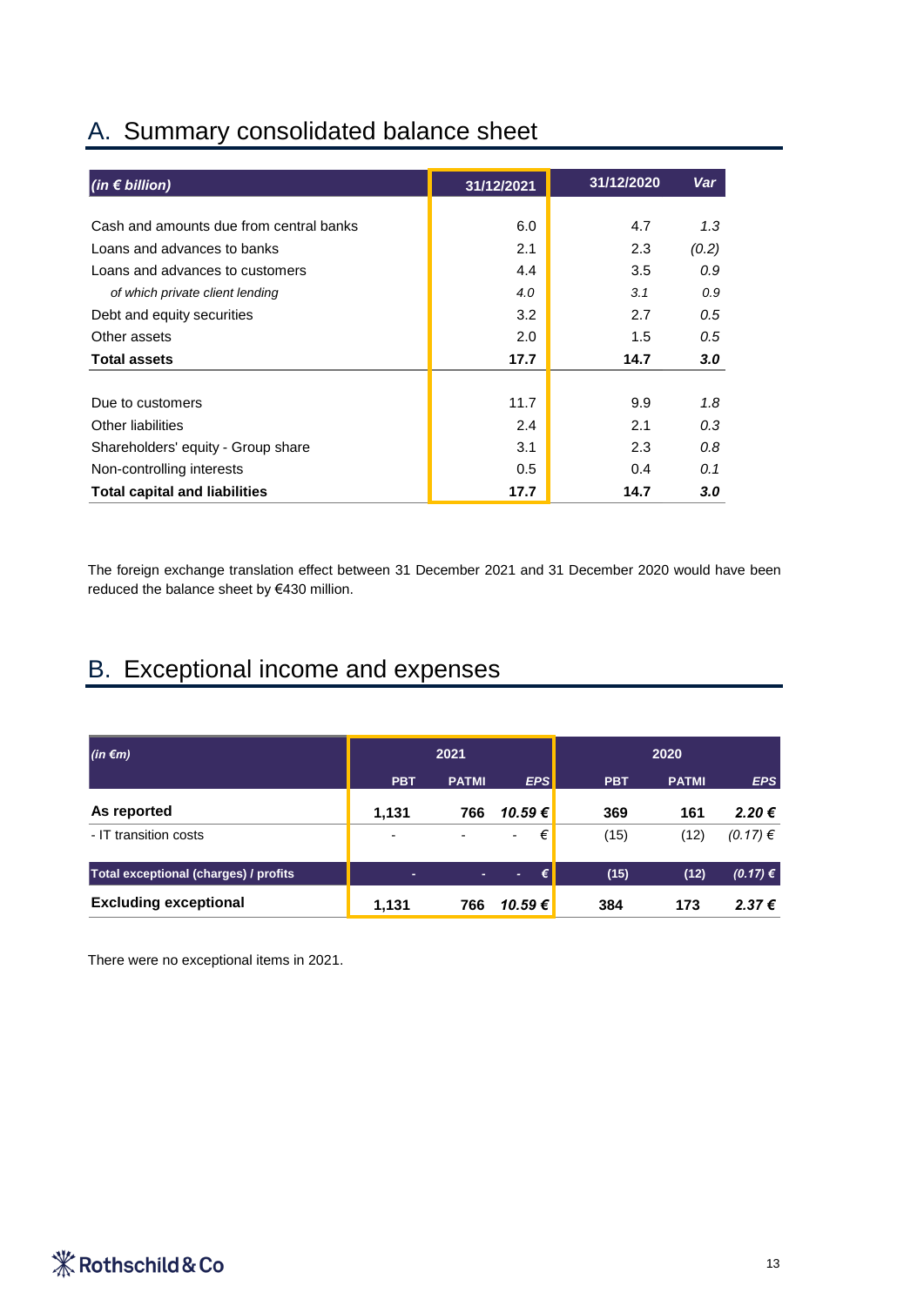## A. Summary consolidated balance sheet

| *(in € billion)* | 31/12/2021 | 31/12/2020 | *Var* |
|---|---|---|---|
| Cash and amounts due from central banks | 6.0 | 4.7 | *1.3* |
| Loans and advances to banks | 2.1 | 2.3 | *(0.2)* |
| Loans and advances to customers | 4.4 | 3.5 | *0.9* |
| *of which private client lending* | *4.0* | *3.1* | *0.9* |
| Debt and equity securities | 3.2 | 2.7 | *0.5* |
| Other assets | 2.0 | 1.5 | *0.5* |
| **Total assets** | **17.7** | **14.7** | ***3.0*** |
| | | | |
| Due to customers | 11.7 | 9.9 | *1.8* |
| Other liabilities | 2.4 | 2.1 | *0.3* |
| Shareholders' equity - Group share | 3.1 | 2.3 | *0.8* |
| Non-controlling interests | 0.5 | 0.4 | *0.1* |
| **Total capital and liabilities** | **17.7** | **14.7** | ***3.0*** |

The foreign exchange translation effect between 31 December 2021 and 31 December 2020 would have been reduced the balance sheet by €430 million.

## B. Exceptional income and expenses

| *(in €m)* | 2021 | | | 2020 | | |
|---|---|---|---|---|---|---|
| | PBT | PATMI | *EPS* | PBT | PATMI | *EPS* |
| **As reported** | **1,131** | **766** | ***10.59 €*** | **369** | **161** | ***2.20 €*** |
| - IT transition costs | - | - | - € | (15) | (12) | *(0.17) €* |
| **Total exceptional (charges) / profits** | **-** | **-** | **- €** | **(15)** | **(12)** | ***(0.17) €*** |
| **Excluding exceptional** | **1,131** | **766** | ***10.59 €*** | **384** | **173** | ***2.37 €*** |

There were no exceptional items in 2021.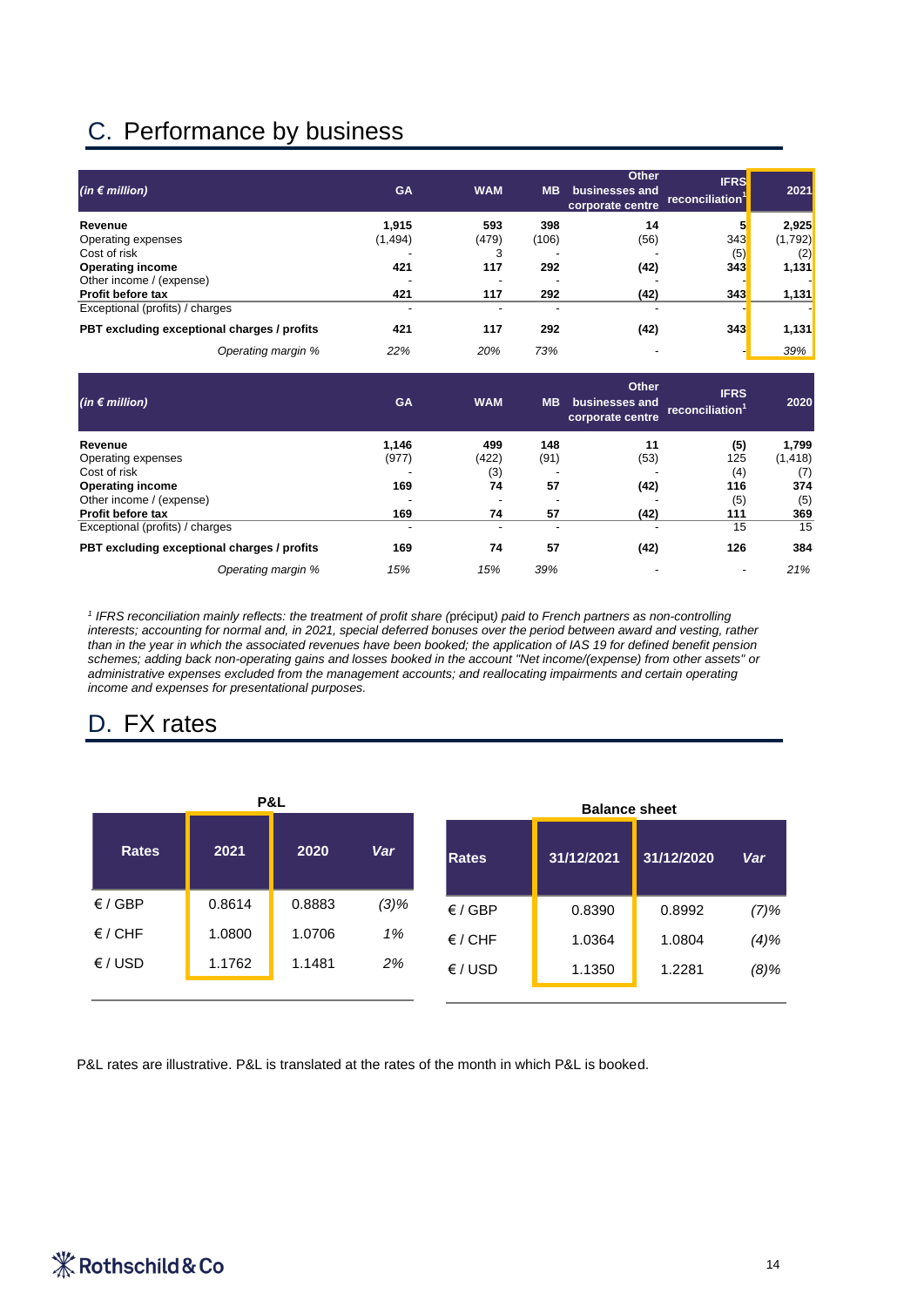## C. Performance by business

| *(in € million)* | GA | WAM | MB | Other businesses and corporate centre | IFRS reconciliation[1] | 2021 |
|---|---|---|---|---|---|---|
| **Revenue** | **1,915** | **593** | **398** | **14** | **5** | **2,925** |
| Operating expenses | (1,494) | (479) | (106) | (56) | 343 | (1,792) |
| Cost of risk | - | 3 | - | - | (5) | (2) |
| **Operating income** | **421** | **117** | **292** | **(42)** | **343** | **1,131** |
| Other income / (expense) | - | - | - | - | - | - |
| **Profit before tax** | **421** | **117** | **292** | **(42)** | **343** | **1,131** |
| Exceptional (profits) / charges | - | - | - | - | - | - |
| **PBT excluding exceptional charges / profits** | **421** | **117** | **292** | **(42)** | **343** | **1,131** |
| *Operating margin %* | *22%* | *20%* | *73%* | - | - | *39%* |

| *(in € million)* | GA | WAM | MB | Other businesses and corporate centre | IFRS reconciliation[1] | 2020 |
|---|---|---|---|---|---|---|
| **Revenue** | **1,146** | **499** | **148** | **11** | **(5)** | **1,799** |
| Operating expenses | (977) | (422) | (91) | (53) | 125 | (1,418) |
| Cost of risk | - | (3) | - | - | (4) | (7) |
| **Operating income** | **169** | **74** | **57** | **(42)** | **116** | **374** |
| Other income / (expense) | - | - | - | - | (5) | (5) |
| **Profit before tax** | **169** | **74** | **57** | **(42)** | **111** | **369** |
| Exceptional (profits) / charges | - | - | - | - | 15 | 15 |
| **PBT excluding exceptional charges / profits** | **169** | **74** | **57** | **(42)** | **126** | **384** |
| *Operating margin %* | *15%* | *15%* | *39%* | - | - | *21%* |

*[1] IFRS reconciliation mainly reflects: the treatment of profit share* (préciput) *paid to French partners as non-controlling interests; accounting for normal and, in 2021, special deferred bonuses over the period between award and vesting, rather than in the year in which the associated revenues have been booked; the application of IAS 19 for defined benefit pension schemes; adding back non-operating gains and losses booked in the account "Net income/(expense) from other assets" or administrative expenses excluded from the management accounts; and reallocating impairments and certain operating income and expenses for presentational purposes.*

## D. FX rates

**P&L**

| Rates | 2021 | 2020 | *Var* |
|---|---|---|---|
| € / GBP | 0.8614 | 0.8883 | *(3)%* |
| € / CHF | 1.0800 | 1.0706 | *1%* |
| € / USD | 1.1762 | 1.1481 | *2%* |

**Balance sheet**

| Rates | 31/12/2021 | 31/12/2020 | *Var* |
|---|---|---|---|
| € / GBP | 0.8390 | 0.8992 | *(7)%* |
| € / CHF | 1.0364 | 1.0804 | *(4)%* |
| € / USD | 1.1350 | 1.2281 | *(8)%* |

P&L rates are illustrative. P&L is translated at the rates of the month in which P&L is booked.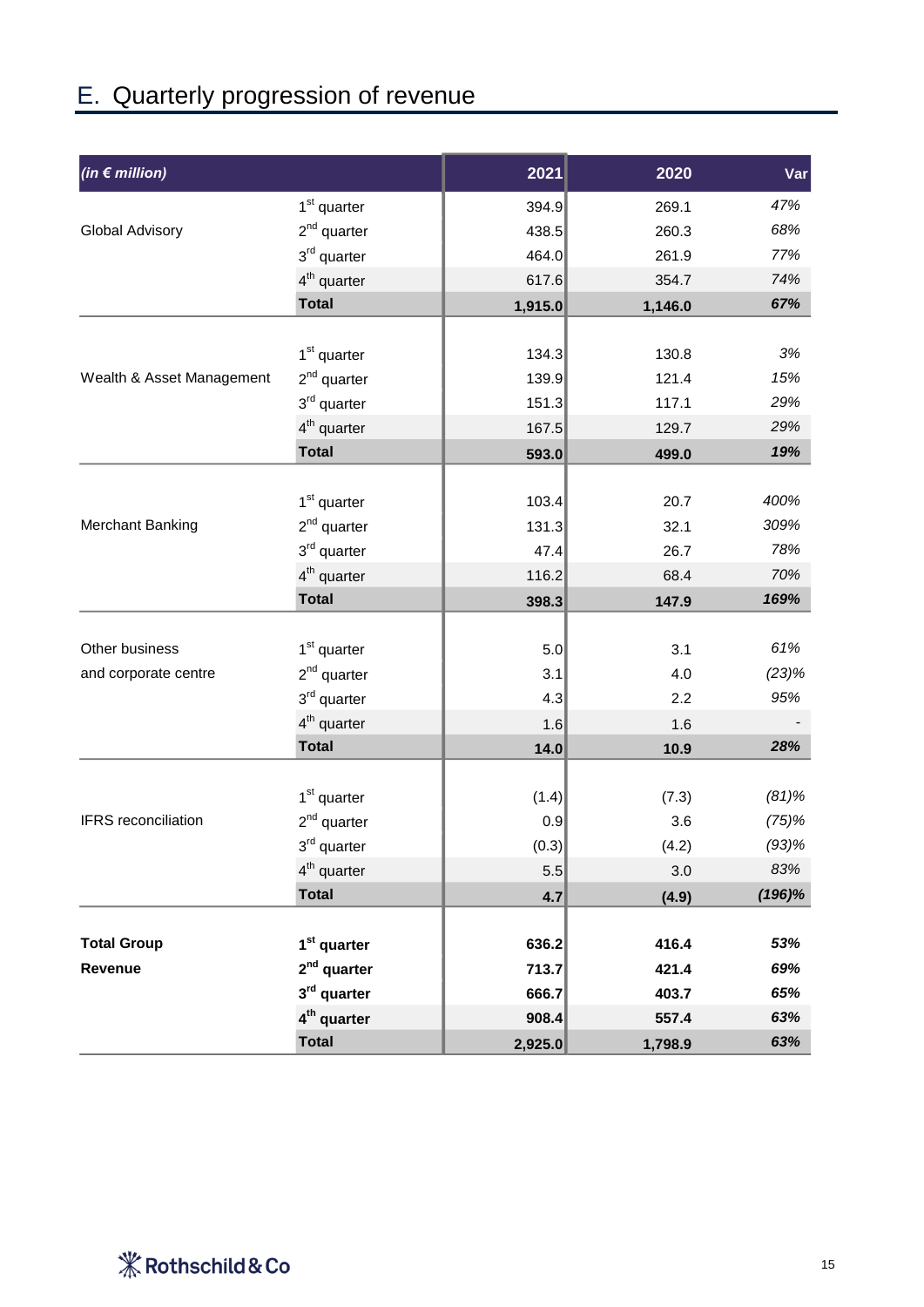## E. Quarterly progression of revenue

| *(in € million)* | | 2021 | 2020 | Var |
|---|---|---|---|---|
| Global Advisory | 1st quarter | 394.9 | 269.1 | *47%* |
| | 2nd quarter | 438.5 | 260.3 | *68%* |
| | 3rd quarter | 464.0 | 261.9 | *77%* |
| | 4th quarter | 617.6 | 354.7 | *74%* |
| | **Total** | **1,915.0** | **1,146.0** | ***67%*** |
| Wealth & Asset Management | 1st quarter | 134.3 | 130.8 | *3%* |
| | 2nd quarter | 139.9 | 121.4 | *15%* |
| | 3rd quarter | 151.3 | 117.1 | *29%* |
| | 4th quarter | 167.5 | 129.7 | *29%* |
| | **Total** | **593.0** | **499.0** | ***19%*** |
| Merchant Banking | 1st quarter | 103.4 | 20.7 | *400%* |
| | 2nd quarter | 131.3 | 32.1 | *309%* |
| | 3rd quarter | 47.4 | 26.7 | *78%* |
| | 4th quarter | 116.2 | 68.4 | *70%* |
| | **Total** | **398.3** | **147.9** | ***169%*** |
| Other business and corporate centre | 1st quarter | 5.0 | 3.1 | *61%* |
| | 2nd quarter | 3.1 | 4.0 | *(23)%* |
| | 3rd quarter | 4.3 | 2.2 | *95%* |
| | 4th quarter | 1.6 | 1.6 | - |
| | **Total** | **14.0** | **10.9** | ***28%*** |
| IFRS reconciliation | 1st quarter | (1.4) | (7.3) | *(81)%* |
| | 2nd quarter | 0.9 | 3.6 | *(75)%* |
| | 3rd quarter | (0.3) | (4.2) | *(93)%* |
| | 4th quarter | 5.5 | 3.0 | *83%* |
| | **Total** | **4.7** | **(4.9)** | ***(196)%*** |
| **Total Group Revenue** | **1st quarter** | **636.2** | **416.4** | ***53%*** |
| | **2nd quarter** | **713.7** | **421.4** | ***69%*** |
| | **3rd quarter** | **666.7** | **403.7** | ***65%*** |
| | **4th quarter** | **908.4** | **557.4** | ***63%*** |
| | **Total** | **2,925.0** | **1,798.9** | ***63%*** |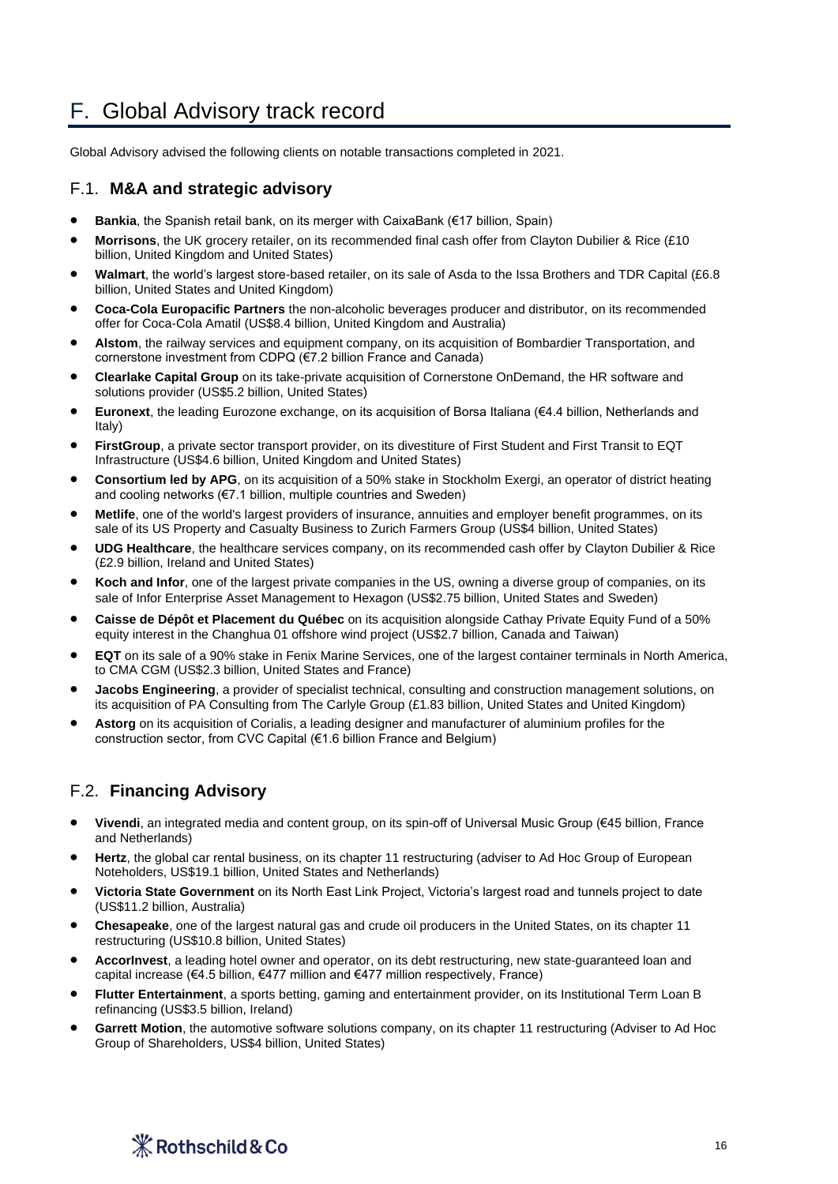# F. Global Advisory track record

Global Advisory advised the following clients on notable transactions completed in 2021.

## F.1. **M&A and strategic advisory**

- **Bankia**, the Spanish retail bank, on its merger with CaixaBank (€17 billion, Spain)
- **Morrisons**, the UK grocery retailer, on its recommended final cash offer from Clayton Dubilier & Rice (£10 billion, United Kingdom and United States)
- **Walmart**, the world's largest store-based retailer, on its sale of Asda to the Issa Brothers and TDR Capital (£6.8 billion, United States and United Kingdom)
- **Coca-Cola Europacific Partners** the non-alcoholic beverages producer and distributor, on its recommended offer for Coca-Cola Amatil (US$8.4 billion, United Kingdom and Australia)
- **Alstom**, the railway services and equipment company, on its acquisition of Bombardier Transportation, and cornerstone investment from CDPQ (€7.2 billion France and Canada)
- **Clearlake Capital Group** on its take-private acquisition of Cornerstone OnDemand, the HR software and solutions provider (US$5.2 billion, United States)
- **Euronext**, the leading Eurozone exchange, on its acquisition of Borsa Italiana (€4.4 billion, Netherlands and Italy)
- **FirstGroup**, a private sector transport provider, on its divestiture of First Student and First Transit to EQT Infrastructure (US$4.6 billion, United Kingdom and United States)
- **Consortium led by APG**, on its acquisition of a 50% stake in Stockholm Exergi, an operator of district heating and cooling networks (€7.1 billion, multiple countries and Sweden)
- **Metlife**, one of the world's largest providers of insurance, annuities and employer benefit programmes, on its sale of its US Property and Casualty Business to Zurich Farmers Group (US$4 billion, United States)
- **UDG Healthcare**, the healthcare services company, on its recommended cash offer by Clayton Dubilier & Rice (£2.9 billion, Ireland and United States)
- **Koch and Infor**, one of the largest private companies in the US, owning a diverse group of companies, on its sale of Infor Enterprise Asset Management to Hexagon (US$2.75 billion, United States and Sweden)
- **Caisse de Dépôt et Placement du Québec** on its acquisition alongside Cathay Private Equity Fund of a 50% equity interest in the Changhua 01 offshore wind project (US$2.7 billion, Canada and Taiwan)
- **EQT** on its sale of a 90% stake in Fenix Marine Services, one of the largest container terminals in North America, to CMA CGM (US$2.3 billion, United States and France)
- **Jacobs Engineering**, a provider of specialist technical, consulting and construction management solutions, on its acquisition of PA Consulting from The Carlyle Group (£1.83 billion, United States and United Kingdom)
- **Astorg** on its acquisition of Corialis, a leading designer and manufacturer of aluminium profiles for the construction sector, from CVC Capital (€1.6 billion France and Belgium)

## F.2. **Financing Advisory**

- **Vivendi**, an integrated media and content group, on its spin-off of Universal Music Group (€45 billion, France and Netherlands)
- **Hertz**, the global car rental business, on its chapter 11 restructuring (adviser to Ad Hoc Group of European Noteholders, US$19.1 billion, United States and Netherlands)
- **Victoria State Government** on its North East Link Project, Victoria's largest road and tunnels project to date (US$11.2 billion, Australia)
- **Chesapeake**, one of the largest natural gas and crude oil producers in the United States, on its chapter 11 restructuring (US$10.8 billion, United States)
- **AccorInvest**, a leading hotel owner and operator, on its debt restructuring, new state-guaranteed loan and capital increase (€4.5 billion, €477 million and €477 million respectively, France)
- **Flutter Entertainment**, a sports betting, gaming and entertainment provider, on its Institutional Term Loan B refinancing (US$3.5 billion, Ireland)
- **Garrett Motion**, the automotive software solutions company, on its chapter 11 restructuring (Adviser to Ad Hoc Group of Shareholders, US$4 billion, United States)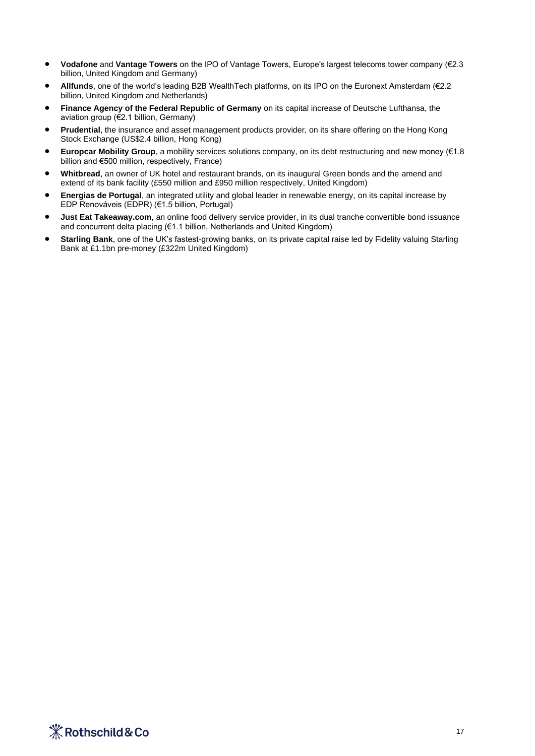- **Vodafone** and **Vantage Towers** on the IPO of Vantage Towers, Europe's largest telecoms tower company (€2.3 billion, United Kingdom and Germany)
- **Allfunds**, one of the world's leading B2B WealthTech platforms, on its IPO on the Euronext Amsterdam (€2.2 billion, United Kingdom and Netherlands)
- **Finance Agency of the Federal Republic of Germany** on its capital increase of Deutsche Lufthansa, the aviation group (€2.1 billion, Germany)
- **Prudential**, the insurance and asset management products provider, on its share offering on the Hong Kong Stock Exchange (US$2.4 billion, Hong Kong)
- **Europcar Mobility Group**, a mobility services solutions company, on its debt restructuring and new money (€1.8 billion and €500 million, respectively, France)
- **Whitbread**, an owner of UK hotel and restaurant brands, on its inaugural Green bonds and the amend and extend of its bank facility (£550 million and £950 million respectively, United Kingdom)
- **Energias de Portugal**, an integrated utility and global leader in renewable energy, on its capital increase by EDP Renováveis (EDPR) (€1.5 billion, Portugal)
- **Just Eat Takeaway.com**, an online food delivery service provider, in its dual tranche convertible bond issuance and concurrent delta placing (€1.1 billion, Netherlands and United Kingdom)
- **Starling Bank**, one of the UK's fastest-growing banks, on its private capital raise led by Fidelity valuing Starling Bank at £1.1bn pre-money (£322m United Kingdom)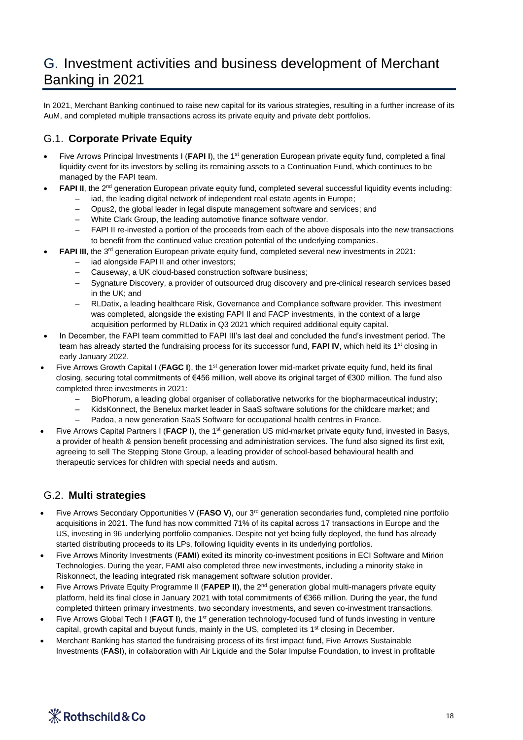# G. Investment activities and business development of Merchant Banking in 2021

In 2021, Merchant Banking continued to raise new capital for its various strategies, resulting in a further increase of its AuM, and completed multiple transactions across its private equity and private debt portfolios.

## G.1. Corporate Private Equity

- Five Arrows Principal Investments I (**FAPI I**), the 1st generation European private equity fund, completed a final liquidity event for its investors by selling its remaining assets to a Continuation Fund, which continues to be managed by the FAPI team.
- **FAPI II**, the 2nd generation European private equity fund, completed several successful liquidity events including:
  - iad, the leading digital network of independent real estate agents in Europe;
  - Opus2, the global leader in legal dispute management software and services; and
  - White Clark Group, the leading automotive finance software vendor.
  - FAPI II re-invested a portion of the proceeds from each of the above disposals into the new transactions to benefit from the continued value creation potential of the underlying companies.
- **FAPI III**, the 3rd generation European private equity fund, completed several new investments in 2021:
  - iad alongside FAPI II and other investors;
  - Causeway, a UK cloud-based construction software business;
  - Sygnature Discovery, a provider of outsourced drug discovery and pre-clinical research services based in the UK; and
  - RLDatix, a leading healthcare Risk, Governance and Compliance software provider. This investment was completed, alongside the existing FAPI II and FACP investments, in the context of a large acquisition performed by RLDatix in Q3 2021 which required additional equity capital.
- In December, the FAPI team committed to FAPI III's last deal and concluded the fund's investment period. The team has already started the fundraising process for its successor fund, **FAPI IV**, which held its 1st closing in early January 2022.
- Five Arrows Growth Capital I (**FAGC I**), the 1st generation lower mid-market private equity fund, held its final closing, securing total commitments of €456 million, well above its original target of €300 million. The fund also completed three investments in 2021:
  - BioPhorum, a leading global organiser of collaborative networks for the biopharmaceutical industry;
  - KidsKonnect, the Benelux market leader in SaaS software solutions for the childcare market; and
  - Padoa, a new generation SaaS Software for occupational health centres in France.
- Five Arrows Capital Partners I (**FACP I**), the 1st generation US mid-market private equity fund, invested in Basys, a provider of health & pension benefit processing and administration services. The fund also signed its first exit, agreeing to sell The Stepping Stone Group, a leading provider of school-based behavioural health and therapeutic services for children with special needs and autism.

## G.2. Multi strategies

- Five Arrows Secondary Opportunities V (**FASO V**), our 3rd generation secondaries fund, completed nine portfolio acquisitions in 2021. The fund has now committed 71% of its capital across 17 transactions in Europe and the US, investing in 96 underlying portfolio companies. Despite not yet being fully deployed, the fund has already started distributing proceeds to its LPs, following liquidity events in its underlying portfolios.
- Five Arrows Minority Investments (**FAMI**) exited its minority co-investment positions in ECI Software and Mirion Technologies. During the year, FAMI also completed three new investments, including a minority stake in Riskonnect, the leading integrated risk management software solution provider.
- Five Arrows Private Equity Programme II (**FAPEP II**), the 2nd generation global multi-managers private equity platform, held its final close in January 2021 with total commitments of €366 million. During the year, the fund completed thirteen primary investments, two secondary investments, and seven co-investment transactions.
- Five Arrows Global Tech I (**FAGT I**), the 1st generation technology-focused fund of funds investing in venture capital, growth capital and buyout funds, mainly in the US, completed its 1st closing in December.
- Merchant Banking has started the fundraising process of its first impact fund, Five Arrows Sustainable Investments (**FASI**), in collaboration with Air Liquide and the Solar Impulse Foundation, to invest in profitable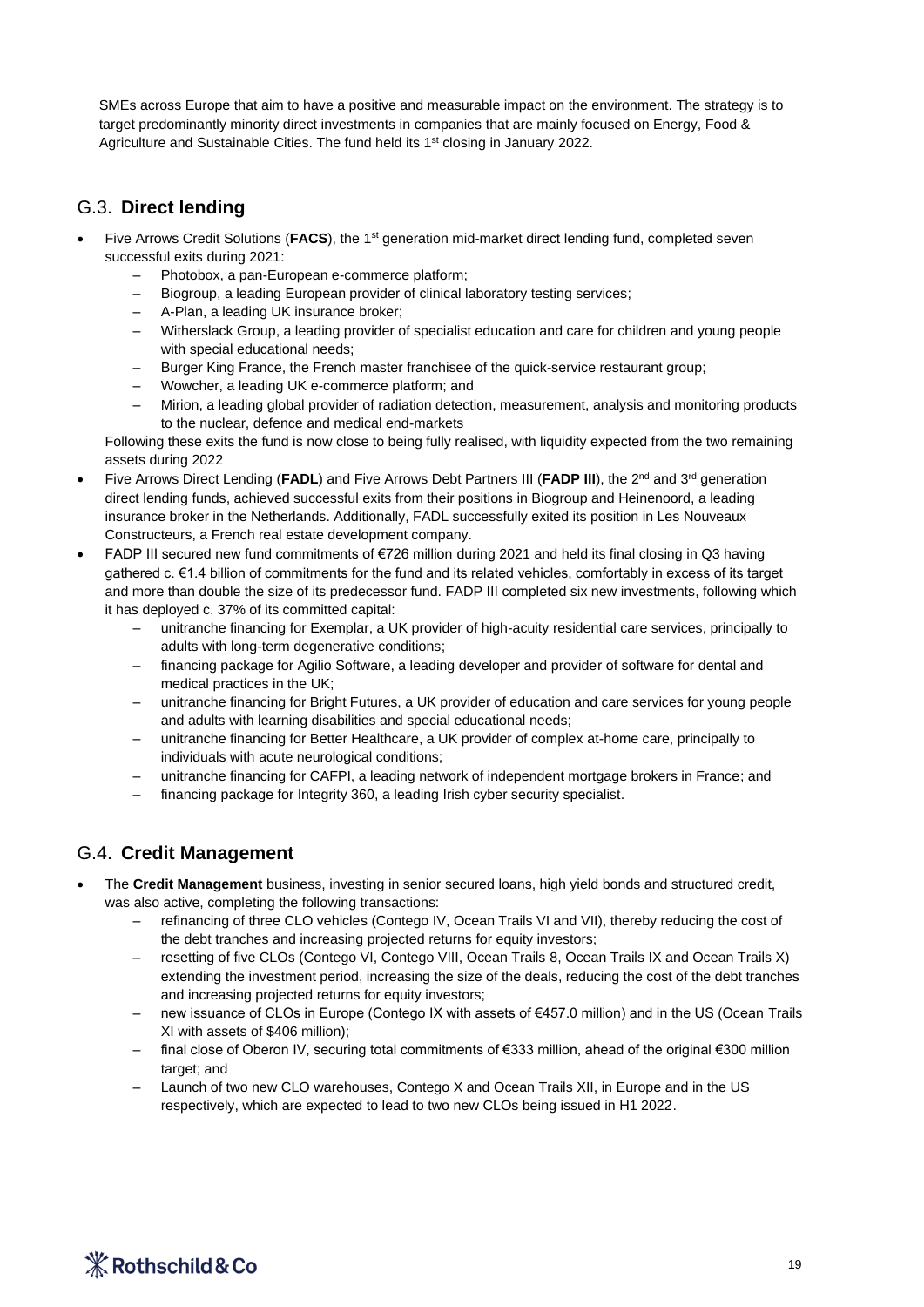SMEs across Europe that aim to have a positive and measurable impact on the environment. The strategy is to target predominantly minority direct investments in companies that are mainly focused on Energy, Food & Agriculture and Sustainable Cities. The fund held its 1st closing in January 2022.

## G.3. **Direct lending**

- Five Arrows Credit Solutions (**FACS**), the 1st generation mid-market direct lending fund, completed seven successful exits during 2021:
  - Photobox, a pan-European e-commerce platform;
  - Biogroup, a leading European provider of clinical laboratory testing services;
  - A-Plan, a leading UK insurance broker;
  - Witherslack Group, a leading provider of specialist education and care for children and young people with special educational needs;
  - Burger King France, the French master franchisee of the quick-service restaurant group;
  - Wowcher, a leading UK e-commerce platform; and
  - Mirion, a leading global provider of radiation detection, measurement, analysis and monitoring products to the nuclear, defence and medical end-markets

  Following these exits the fund is now close to being fully realised, with liquidity expected from the two remaining assets during 2022
- Five Arrows Direct Lending (**FADL**) and Five Arrows Debt Partners III (**FADP III**), the 2nd and 3rd generation direct lending funds, achieved successful exits from their positions in Biogroup and Heinenoord, a leading insurance broker in the Netherlands. Additionally, FADL successfully exited its position in Les Nouveaux Constructeurs, a French real estate development company.
- FADP III secured new fund commitments of €726 million during 2021 and held its final closing in Q3 having gathered c. €1.4 billion of commitments for the fund and its related vehicles, comfortably in excess of its target and more than double the size of its predecessor fund. FADP III completed six new investments, following which it has deployed c. 37% of its committed capital:
  - unitranche financing for Exemplar, a UK provider of high-acuity residential care services, principally to adults with long-term degenerative conditions;
  - financing package for Agilio Software, a leading developer and provider of software for dental and medical practices in the UK;
  - unitranche financing for Bright Futures, a UK provider of education and care services for young people and adults with learning disabilities and special educational needs;
  - unitranche financing for Better Healthcare, a UK provider of complex at-home care, principally to individuals with acute neurological conditions;
  - unitranche financing for CAFPI, a leading network of independent mortgage brokers in France; and
  - financing package for Integrity 360, a leading Irish cyber security specialist.

## G.4. **Credit Management**

- The **Credit Management** business, investing in senior secured loans, high yield bonds and structured credit, was also active, completing the following transactions:
  - refinancing of three CLO vehicles (Contego IV, Ocean Trails VI and VII), thereby reducing the cost of the debt tranches and increasing projected returns for equity investors;
  - resetting of five CLOs (Contego VI, Contego VIII, Ocean Trails 8, Ocean Trails IX and Ocean Trails X) extending the investment period, increasing the size of the deals, reducing the cost of the debt tranches and increasing projected returns for equity investors;
  - new issuance of CLOs in Europe (Contego IX with assets of €457.0 million) and in the US (Ocean Trails XI with assets of $406 million);
  - final close of Oberon IV, securing total commitments of €333 million, ahead of the original €300 million target; and
  - Launch of two new CLO warehouses, Contego X and Ocean Trails XII, in Europe and in the US respectively, which are expected to lead to two new CLOs being issued in H1 2022.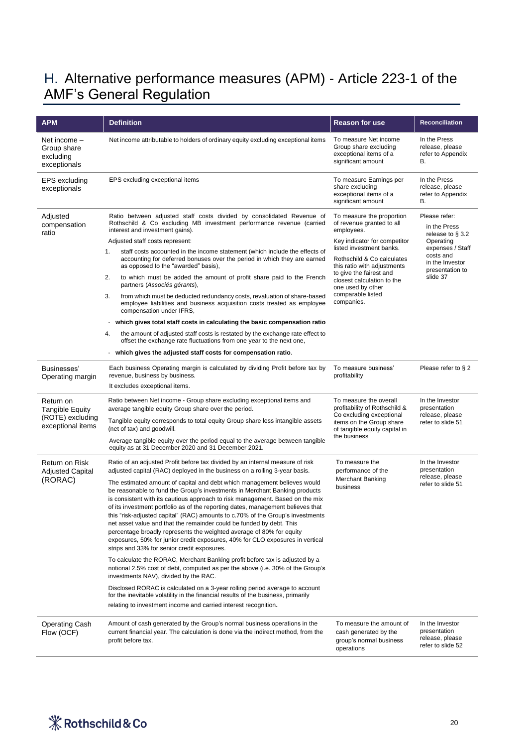# H. Alternative performance measures (APM) - Article 223-1 of the AMF's General Regulation

| APM | Definition | Reason for use | Reconciliation |
|---|---|---|---|
| Net income – Group share excluding exceptionals | Net income attributable to holders of ordinary equity excluding exceptional items | To measure Net income Group share excluding exceptional items of a significant amount | In the Press release, please refer to Appendix B. |
| EPS excluding exceptionals | EPS excluding exceptional items | To measure Earnings per share excluding exceptional items of a significant amount | In the Press release, please refer to Appendix B. |
| Adjusted compensation ratio | Ratio between adjusted staff costs divided by consolidated Revenue of Rothschild & Co excluding MB investment performance revenue (carried interest and investment gains).<br>Adjusted staff costs represent:<br>1. staff costs accounted in the income statement (which include the effects of accounting for deferred bonuses over the period in which they are earned as opposed to the "awarded" basis),<br>2. to which must be added the amount of profit share paid to the French partners (*Associés gérants*),<br>3. from which must be deducted redundancy costs, revaluation of share-based employee liabilities and business acquisition costs treated as employee compensation under IFRS,<br>- **which gives total staff costs in calculating the basic compensation ratio**<br>4. the amount of adjusted staff costs is restated by the exchange rate effect to offset the exchange rate fluctuations from one year to the next one,<br>- **which gives the adjusted staff costs for compensation ratio**. | To measure the proportion of revenue granted to all employees.<br>Key indicator for competitor listed investment banks.<br>Rothschild & Co calculates this ratio with adjustments to give the fairest and closest calculation to the one used by other comparable listed companies. | Please refer:<br>in the Press release to § 3.2 Operating expenses / Staff costs and<br>in the Investor presentation to slide 37 |
| Businesses' Operating margin | Each business Operating margin is calculated by dividing Profit before tax by revenue, business by business.<br>It excludes exceptional items. | To measure business' profitability | Please refer to § 2 |
| Return on Tangible Equity (ROTE) excluding exceptional items | Ratio between Net income - Group share excluding exceptional items and average tangible equity Group share over the period.<br>Tangible equity corresponds to total equity Group share less intangible assets (net of tax) and goodwill.<br>Average tangible equity over the period equal to the average between tangible equity as at 31 December 2020 and 31 December 2021. | To measure the overall profitability of Rothschild & Co excluding exceptional items on the Group share of tangible equity capital in the business | In the Investor presentation release, please refer to slide 51 |
| Return on Risk Adjusted Capital (RORAC) | Ratio of an adjusted Profit before tax divided by an internal measure of risk adjusted capital (RAC) deployed in the business on a rolling 3-year basis.<br>The estimated amount of capital and debt which management believes would be reasonable to fund the Group's investments in Merchant Banking products is consistent with its cautious approach to risk management. Based on the mix of its investment portfolio as of the reporting dates, management believes that this "risk-adjusted capital" (RAC) amounts to c.70% of the Group's investments net asset value and that the remainder could be funded by debt. This percentage broadly represents the weighted average of 80% for equity exposures, 50% for junior credit exposures, 40% for CLO exposures in vertical strips and 33% for senior credit exposures.<br>To calculate the RORAC, Merchant Banking profit before tax is adjusted by a notional 2.5% cost of debt, computed as per the above (i.e. 30% of the Group's investments NAV), divided by the RAC.<br>Disclosed RORAC is calculated on a 3-year rolling period average to account for the inevitable volatility in the financial results of the business, primarily relating to investment income and carried interest recognition. | To measure the performance of the Merchant Banking business | In the Investor presentation release, please refer to slide 51 |
| Operating Cash Flow (OCF) | Amount of cash generated by the Group's normal business operations in the current financial year. The calculation is done via the indirect method, from the profit before tax. | To measure the amount of cash generated by the group's normal business operations | In the Investor presentation release, please refer to slide 52 |